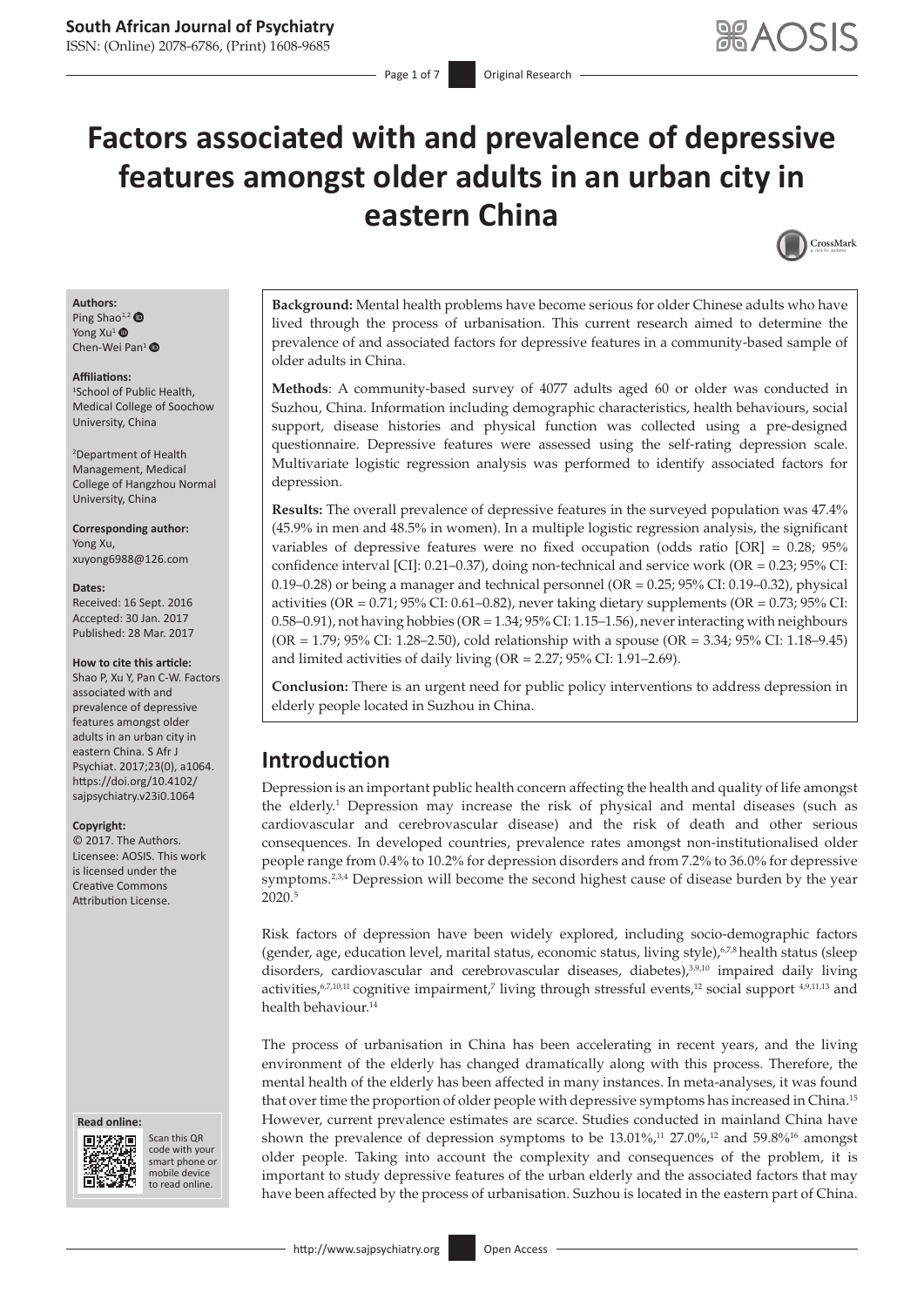# Factors associated with and prevalence of depressive features amongst older adults in an urban city in eastern China

**Authors:**
Ping Shao[1,2]
Yong Xu[1]
Chen-Wei Pan[1]

**Affiliations:**
[1]School of Public Health, Medical College of Soochow University, China

[2]Department of Health Management, Medical College of Hangzhou Normal University, China

**Corresponding author:**
Yong Xu,
xuyong6988@126.com

**Dates:**
Received: 16 Sept. 2016
Accepted: 30 Jan. 2017
Published: 28 Mar. 2017

**How to cite this article:**
Shao P, Xu Y, Pan C-W. Factors associated with and prevalence of depressive features amongst older adults in an urban city in eastern China. S Afr J Psychiat. 2017;23(0), a1064. https://doi.org/10.4102/sajpsychiatry.v23i0.1064

**Copyright:**
© 2017. The Authors. Licensee: AOSIS. This work is licensed under the Creative Commons Attribution License.

**Read online:**
Scan this QR code with your smart phone or mobile device to read online.

**Background:** Mental health problems have become serious for older Chinese adults who have lived through the process of urbanisation. This current research aimed to determine the prevalence of and associated factors for depressive features in a community-based sample of older adults in China.

**Methods**: A community-based survey of 4077 adults aged 60 or older was conducted in Suzhou, China. Information including demographic characteristics, health behaviours, social support, disease histories and physical function was collected using a pre-designed questionnaire. Depressive features were assessed using the self-rating depression scale. Multivariate logistic regression analysis was performed to identify associated factors for depression.

**Results:** The overall prevalence of depressive features in the surveyed population was 47.4% (45.9% in men and 48.5% in women). In a multiple logistic regression analysis, the significant variables of depressive features were no fixed occupation (odds ratio [OR] = 0.28; 95% confidence interval [CI]: 0.21–0.37), doing non-technical and service work (OR = 0.23; 95% CI: 0.19–0.28) or being a manager and technical personnel (OR = 0.25; 95% CI: 0.19–0.32), physical activities (OR = 0.71; 95% CI: 0.61–0.82), never taking dietary supplements (OR = 0.73; 95% CI: 0.58–0.91), not having hobbies (OR = 1.34; 95% CI: 1.15–1.56), never interacting with neighbours (OR = 1.79; 95% CI: 1.28–2.50), cold relationship with a spouse (OR = 3.34; 95% CI: 1.18–9.45) and limited activities of daily living (OR = 2.27; 95% CI: 1.91–2.69).

**Conclusion:** There is an urgent need for public policy interventions to address depression in elderly people located in Suzhou in China.

## Introduction

Depression is an important public health concern affecting the health and quality of life amongst the elderly.[1] Depression may increase the risk of physical and mental diseases (such as cardiovascular and cerebrovascular disease) and the risk of death and other serious consequences. In developed countries, prevalence rates amongst non-institutionalised older people range from 0.4% to 10.2% for depression disorders and from 7.2% to 36.0% for depressive symptoms.[2,3,4] Depression will become the second highest cause of disease burden by the year 2020.[5]

Risk factors of depression have been widely explored, including socio-demographic factors (gender, age, education level, marital status, economic status, living style),[6,7,8] health status (sleep disorders, cardiovascular and cerebrovascular diseases, diabetes),[3,9,10] impaired daily living activities,[6,7,10,11] cognitive impairment,[7] living through stressful events,[12] social support [4,9,11,13] and health behaviour.[14]

The process of urbanisation in China has been accelerating in recent years, and the living environment of the elderly has changed dramatically along with this process. Therefore, the mental health of the elderly has been affected in many instances. In meta-analyses, it was found that over time the proportion of older people with depressive symptoms has increased in China.[15] However, current prevalence estimates are scarce. Studies conducted in mainland China have shown the prevalence of depression symptoms to be 13.01%,[11] 27.0%,[12] and 59.8%[16] amongst older people. Taking into account the complexity and consequences of the problem, it is important to study depressive features of the urban elderly and the associated factors that may have been affected by the process of urbanisation. Suzhou is located in the eastern part of China.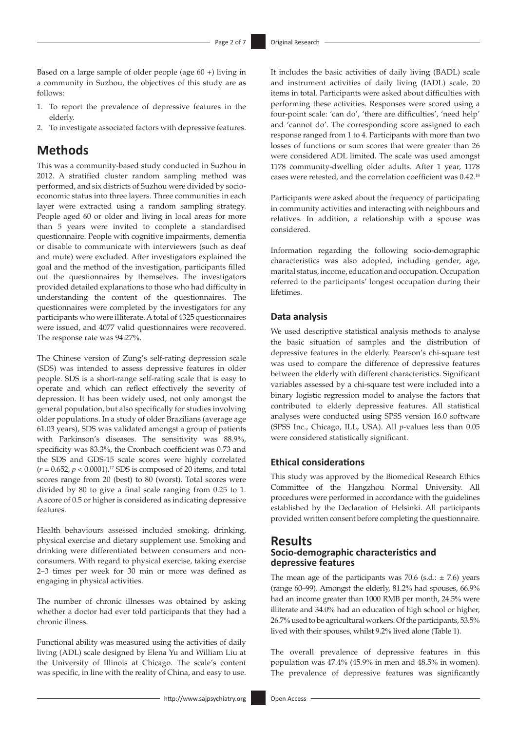Based on a large sample of older people (age 60 +) living in a community in Suzhou, the objectives of this study are as follows:

1. To report the prevalence of depressive features in the elderly.
2. To investigate associated factors with depressive features.

## Methods

This was a community-based study conducted in Suzhou in 2012. A stratified cluster random sampling method was performed, and six districts of Suzhou were divided by socio-economic status into three layers. Three communities in each layer were extracted using a random sampling strategy. People aged 60 or older and living in local areas for more than 5 years were invited to complete a standardised questionnaire. People with cognitive impairments, dementia or disable to communicate with interviewers (such as deaf and mute) were excluded. After investigators explained the goal and the method of the investigation, participants filled out the questionnaires by themselves. The investigators provided detailed explanations to those who had difficulty in understanding the content of the questionnaires. The questionnaires were completed by the investigators for any participants who were illiterate. A total of 4325 questionnaires were issued, and 4077 valid questionnaires were recovered. The response rate was 94.27%.

The Chinese version of Zung's self-rating depression scale (SDS) was intended to assess depressive features in older people. SDS is a short-range self-rating scale that is easy to operate and which can reflect effectively the severity of depression. It has been widely used, not only amongst the general population, but also specifically for studies involving older populations. In a study of older Brazilians (average age 61.03 years), SDS was validated amongst a group of patients with Parkinson's diseases. The sensitivity was 88.9%, specificity was 83.3%, the Cronbach coefficient was 0.73 and the SDS and GDS-15 scale scores were highly correlated ($r = 0.652$, $p < 0.0001$).[17] SDS is composed of 20 items, and total scores range from 20 (best) to 80 (worst). Total scores were divided by 80 to give a final scale ranging from 0.25 to 1. A score of 0.5 or higher is considered as indicating depressive features.

Health behaviours assessed included smoking, drinking, physical exercise and dietary supplement use. Smoking and drinking were differentiated between consumers and non-consumers. With regard to physical exercise, taking exercise 2–3 times per week for 30 min or more was defined as engaging in physical activities.

The number of chronic illnesses was obtained by asking whether a doctor had ever told participants that they had a chronic illness.

Functional ability was measured using the activities of daily living (ADL) scale designed by Elena Yu and William Liu at the University of Illinois at Chicago. The scale's content was specific, in line with the reality of China, and easy to use. It includes the basic activities of daily living (BADL) scale and instrument activities of daily living (IADL) scale, 20 items in total. Participants were asked about difficulties with performing these activities. Responses were scored using a four-point scale: 'can do', 'there are difficulties', 'need help' and 'cannot do'. The corresponding score assigned to each response ranged from 1 to 4. Participants with more than two losses of functions or sum scores that were greater than 26 were considered ADL limited. The scale was used amongst 1178 community-dwelling older adults. After 1 year, 1178 cases were retested, and the correlation coefficient was 0.42.[18]

Participants were asked about the frequency of participating in community activities and interacting with neighbours and relatives. In addition, a relationship with a spouse was considered.

Information regarding the following socio-demographic characteristics was also adopted, including gender, age, marital status, income, education and occupation. Occupation referred to the participants' longest occupation during their lifetimes.

### Data analysis

We used descriptive statistical analysis methods to analyse the basic situation of samples and the distribution of depressive features in the elderly. Pearson's chi-square test was used to compare the difference of depressive features between the elderly with different characteristics. Significant variables assessed by a chi-square test were included into a binary logistic regression model to analyse the factors that contributed to elderly depressive features. All statistical analyses were conducted using SPSS version 16.0 software (SPSS Inc., Chicago, ILL, USA). All *p*-values less than 0.05 were considered statistically significant.

### Ethical considerations

This study was approved by the Biomedical Research Ethics Committee of the Hangzhou Normal University. All procedures were performed in accordance with the guidelines established by the Declaration of Helsinki. All participants provided written consent before completing the questionnaire.

## Results

### Socio-demographic characteristics and depressive features

The mean age of the participants was 70.6 (s.d.: ± 7.6) years (range 60–99). Amongst the elderly, 81.2% had spouses, 66.9% had an income greater than 1000 RMB per month, 24.5% were illiterate and 34.0% had an education of high school or higher, 26.7% used to be agricultural workers. Of the participants, 53.5% lived with their spouses, whilst 9.2% lived alone (Table 1).

The overall prevalence of depressive features in this population was 47.4% (45.9% in men and 48.5% in women). The prevalence of depressive features was significantly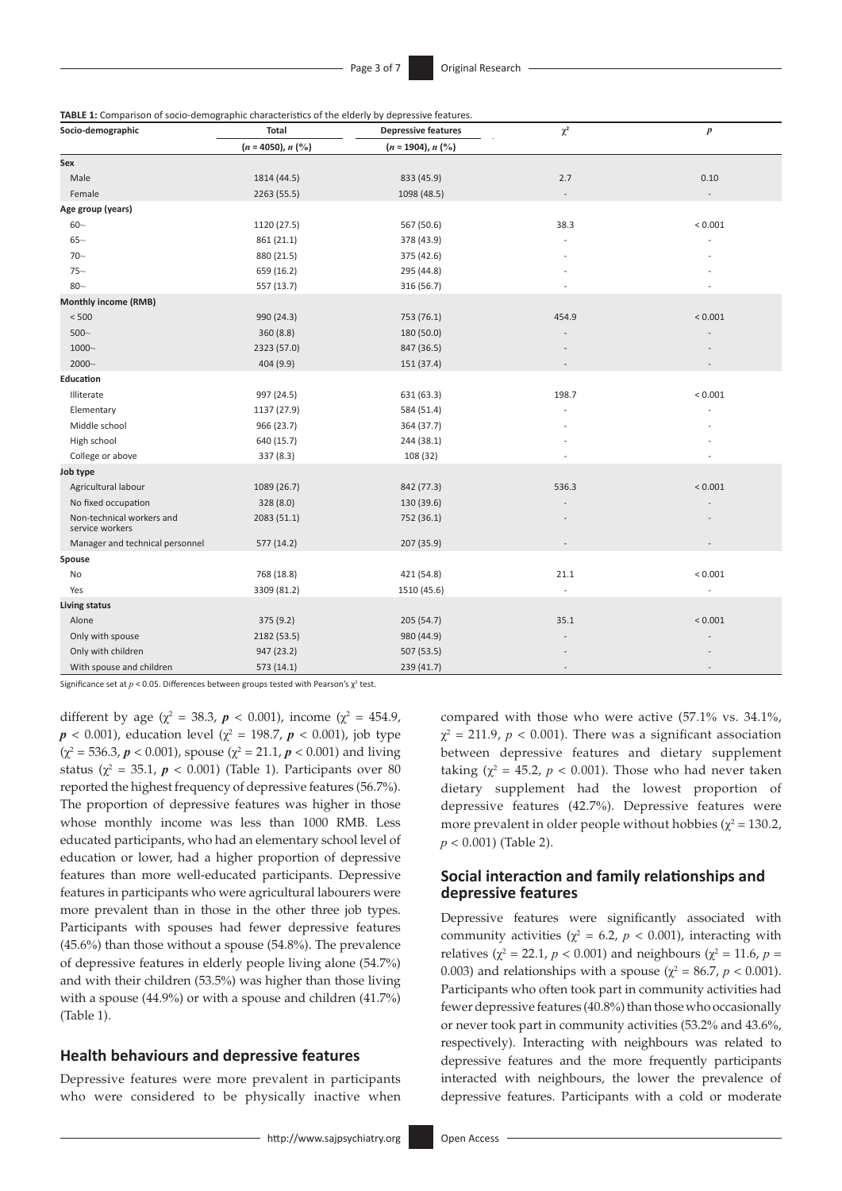**TABLE 1:** Comparison of socio-demographic characteristics of the elderly by depressive features.

| Socio-demographic | Total | Depressive features | $\chi^2$ | $p$ |
|---|---|---|---|---|
| | ($n$ = 4050), $n$ (%) | ($n$ = 1904), $n$ (%) | | |
| **Sex** | | | | |
| Male | 1814 (44.5) | 833 (45.9) | 2.7 | 0.10 |
| Female | 2263 (55.5) | 1098 (48.5) | - | - |
| **Age group (years)** | | | | |
| 60~ | 1120 (27.5) | 567 (50.6) | 38.3 | < 0.001 |
| 65~ | 861 (21.1) | 378 (43.9) | - | - |
| 70~ | 880 (21.5) | 375 (42.6) | - | - |
| 75~ | 659 (16.2) | 295 (44.8) | - | - |
| 80~ | 557 (13.7) | 316 (56.7) | - | - |
| **Monthly income (RMB)** | | | | |
| < 500 | 990 (24.3) | 753 (76.1) | 454.9 | < 0.001 |
| 500~ | 360 (8.8) | 180 (50.0) | - | - |
| 1000~ | 2323 (57.0) | 847 (36.5) | - | - |
| 2000~ | 404 (9.9) | 151 (37.4) | - | - |
| **Education** | | | | |
| Illiterate | 997 (24.5) | 631 (63.3) | 198.7 | < 0.001 |
| Elementary | 1137 (27.9) | 584 (51.4) | - | - |
| Middle school | 966 (23.7) | 364 (37.7) | - | - |
| High school | 640 (15.7) | 244 (38.1) | - | - |
| College or above | 337 (8.3) | 108 (32) | - | - |
| **Job type** | | | | |
| Agricultural labour | 1089 (26.7) | 842 (77.3) | 536.3 | < 0.001 |
| No fixed occupation | 328 (8.0) | 130 (39.6) | - | - |
| Non-technical workers and service workers | 2083 (51.1) | 752 (36.1) | - | - |
| Manager and technical personnel | 577 (14.2) | 207 (35.9) | - | - |
| **Spouse** | | | | |
| No | 768 (18.8) | 421 (54.8) | 21.1 | < 0.001 |
| Yes | 3309 (81.2) | 1510 (45.6) | - | - |
| **Living status** | | | | |
| Alone | 375 (9.2) | 205 (54.7) | 35.1 | < 0.001 |
| Only with spouse | 2182 (53.5) | 980 (44.9) | - | - |
| Only with children | 947 (23.2) | 507 (53.5) | - | - |
| With spouse and children | 573 (14.1) | 239 (41.7) | - | - |

Significance set at $p$ < 0.05. Differences between groups tested with Pearson's $\chi^2$ test.

different by age ($\chi^2$ = 38.3, $p$ < 0.001), income ($\chi^2$ = 454.9, $p$ < 0.001), education level ($\chi^2$ = 198.7, $p$ < 0.001), job type ($\chi^2$ = 536.3, $p$ < 0.001), spouse ($\chi^2$ = 21.1, $p$ < 0.001) and living status ($\chi^2$ = 35.1, $p$ < 0.001) (Table 1). Participants over 80 reported the highest frequency of depressive features (56.7%). The proportion of depressive features was higher in those whose monthly income was less than 1000 RMB. Less educated participants, who had an elementary school level of education or lower, had a higher proportion of depressive features than more well-educated participants. Depressive features in participants who were agricultural labourers were more prevalent than in those in the other three job types. Participants with spouses had fewer depressive features (45.6%) than those without a spouse (54.8%). The prevalence of depressive features in elderly people living alone (54.7%) and with their children (53.5%) was higher than those living with a spouse (44.9%) or with a spouse and children (41.7%) (Table 1).

## Health behaviours and depressive features

Depressive features were more prevalent in participants who were considered to be physically inactive when compared with those who were active (57.1% vs. 34.1%, $\chi^2$ = 211.9, $p$ < 0.001). There was a significant association between depressive features and dietary supplement taking ($\chi^2$ = 45.2, $p$ < 0.001). Those who had never taken dietary supplement had the lowest proportion of depressive features (42.7%). Depressive features were more prevalent in older people without hobbies ($\chi^2$ = 130.2, $p$ < 0.001) (Table 2).

## Social interaction and family relationships and depressive features

Depressive features were significantly associated with community activities ($\chi^2$ = 6.2, $p$ < 0.001), interacting with relatives ($\chi^2$ = 22.1, $p$ < 0.001) and neighbours ($\chi^2$ = 11.6, $p$ = 0.003) and relationships with a spouse ($\chi^2$ = 86.7, $p$ < 0.001). Participants who often took part in community activities had fewer depressive features (40.8%) than those who occasionally or never took part in community activities (53.2% and 43.6%, respectively). Interacting with neighbours was related to depressive features and the more frequently participants interacted with neighbours, the lower the prevalence of depressive features. Participants with a cold or moderate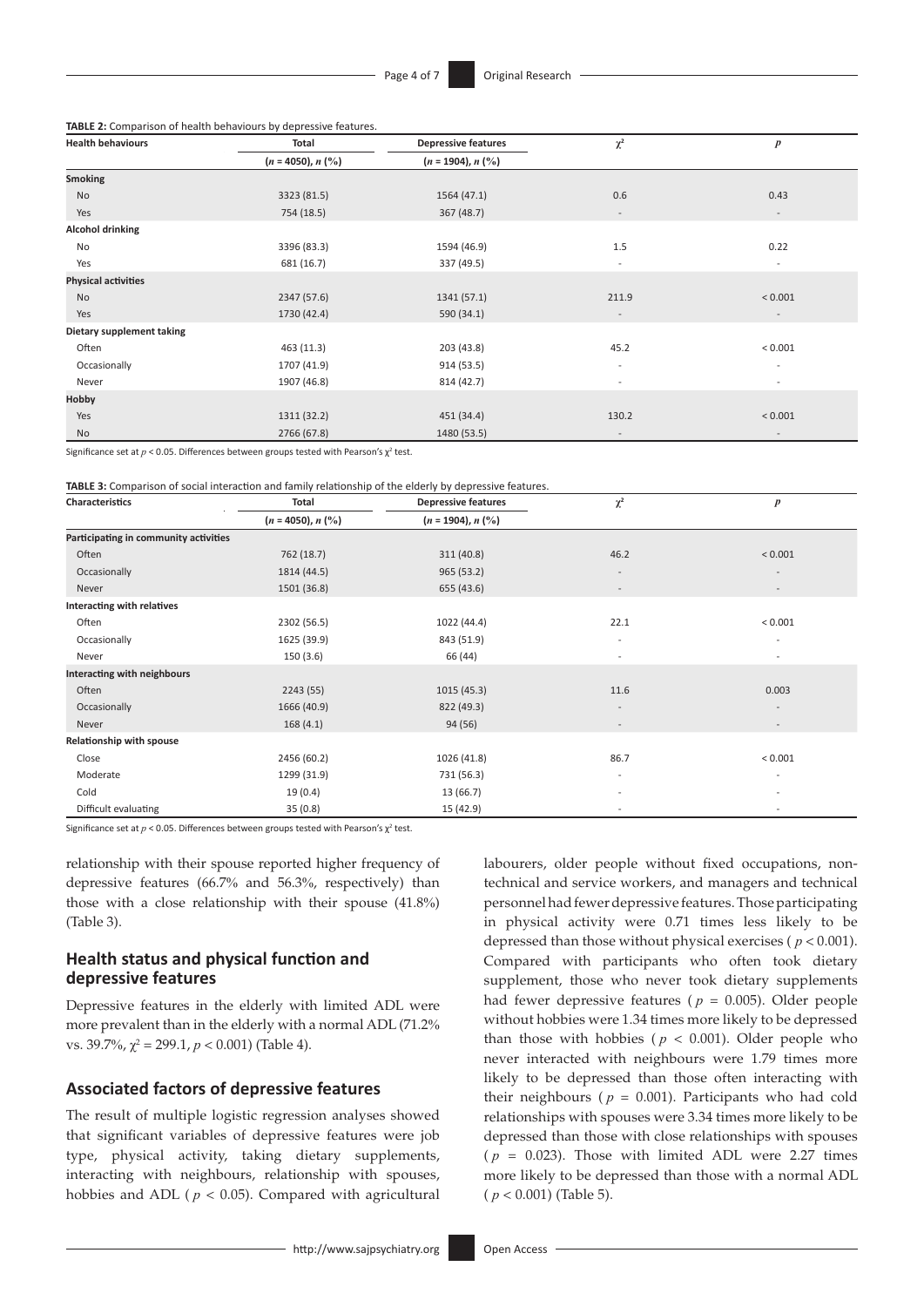**TABLE 2:** Comparison of health behaviours by depressive features.

| Health behaviours | Total | Depressive features | $\chi^2$ | $p$ |
| --- | --- | --- | --- | --- |
| | ($n$ = 4050), $n$ (%) | ($n$ = 1904), $n$ (%) | | |
| **Smoking** | | | | |
| No | 3323 (81.5) | 1564 (47.1) | 0.6 | 0.43 |
| Yes | 754 (18.5) | 367 (48.7) | - | - |
| **Alcohol drinking** | | | | |
| No | 3396 (83.3) | 1594 (46.9) | 1.5 | 0.22 |
| Yes | 681 (16.7) | 337 (49.5) | - | - |
| **Physical activities** | | | | |
| No | 2347 (57.6) | 1341 (57.1) | 211.9 | < 0.001 |
| Yes | 1730 (42.4) | 590 (34.1) | - | - |
| **Dietary supplement taking** | | | | |
| Often | 463 (11.3) | 203 (43.8) | 45.2 | < 0.001 |
| Occasionally | 1707 (41.9) | 914 (53.5) | - | - |
| Never | 1907 (46.8) | 814 (42.7) | - | - |
| **Hobby** | | | | |
| Yes | 1311 (32.2) | 451 (34.4) | 130.2 | < 0.001 |
| No | 2766 (67.8) | 1480 (53.5) | - | - |

Significance set at $p < 0.05$. Differences between groups tested with Pearson's $\chi^2$ test.

**TABLE 3:** Comparison of social interaction and family relationship of the elderly by depressive features.

| Characteristics | Total | Depressive features | $\chi^2$ | $p$ |
| --- | --- | --- | --- | --- |
| | ($n$ = 4050), $n$ (%) | ($n$ = 1904), $n$ (%) | | |
| **Participating in community activities** | | | | |
| Often | 762 (18.7) | 311 (40.8) | 46.2 | < 0.001 |
| Occasionally | 1814 (44.5) | 965 (53.2) | - | - |
| Never | 1501 (36.8) | 655 (43.6) | - | - |
| **Interacting with relatives** | | | | |
| Often | 2302 (56.5) | 1022 (44.4) | 22.1 | < 0.001 |
| Occasionally | 1625 (39.9) | 843 (51.9) | - | - |
| Never | 150 (3.6) | 66 (44) | - | - |
| **Interacting with neighbours** | | | | |
| Often | 2243 (55) | 1015 (45.3) | 11.6 | 0.003 |
| Occasionally | 1666 (40.9) | 822 (49.3) | - | - |
| Never | 168 (4.1) | 94 (56) | - | - |
| **Relationship with spouse** | | | | |
| Close | 2456 (60.2) | 1026 (41.8) | 86.7 | < 0.001 |
| Moderate | 1299 (31.9) | 731 (56.3) | - | - |
| Cold | 19 (0.4) | 13 (66.7) | - | - |
| Difficult evaluating | 35 (0.8) | 15 (42.9) | - | - |

Significance set at $p < 0.05$. Differences between groups tested with Pearson's $\chi^2$ test.

relationship with their spouse reported higher frequency of depressive features (66.7% and 56.3%, respectively) than those with a close relationship with their spouse (41.8%) (Table 3).

## Health status and physical function and depressive features

Depressive features in the elderly with limited ADL were more prevalent than in the elderly with a normal ADL (71.2% vs. 39.7%, $\chi^2 = 299.1$, $p < 0.001$) (Table 4).

## Associated factors of depressive features

The result of multiple logistic regression analyses showed that significant variables of depressive features were job type, physical activity, taking dietary supplements, interacting with neighbours, relationship with spouses, hobbies and ADL ($p < 0.05$). Compared with agricultural labourers, older people without fixed occupations, non-technical and service workers, and managers and technical personnel had fewer depressive features. Those participating in physical activity were 0.71 times less likely to be depressed than those without physical exercises ($p < 0.001$). Compared with participants who often took dietary supplement, those who never took dietary supplements had fewer depressive features ($p = 0.005$). Older people without hobbies were 1.34 times more likely to be depressed than those with hobbies ($p < 0.001$). Older people who never interacted with neighbours were 1.79 times more likely to be depressed than those often interacting with their neighbours ($p = 0.001$). Participants who had cold relationships with spouses were 3.34 times more likely to be depressed than those with close relationships with spouses ($p = 0.023$). Those with limited ADL were 2.27 times more likely to be depressed than those with a normal ADL ($p < 0.001$) (Table 5).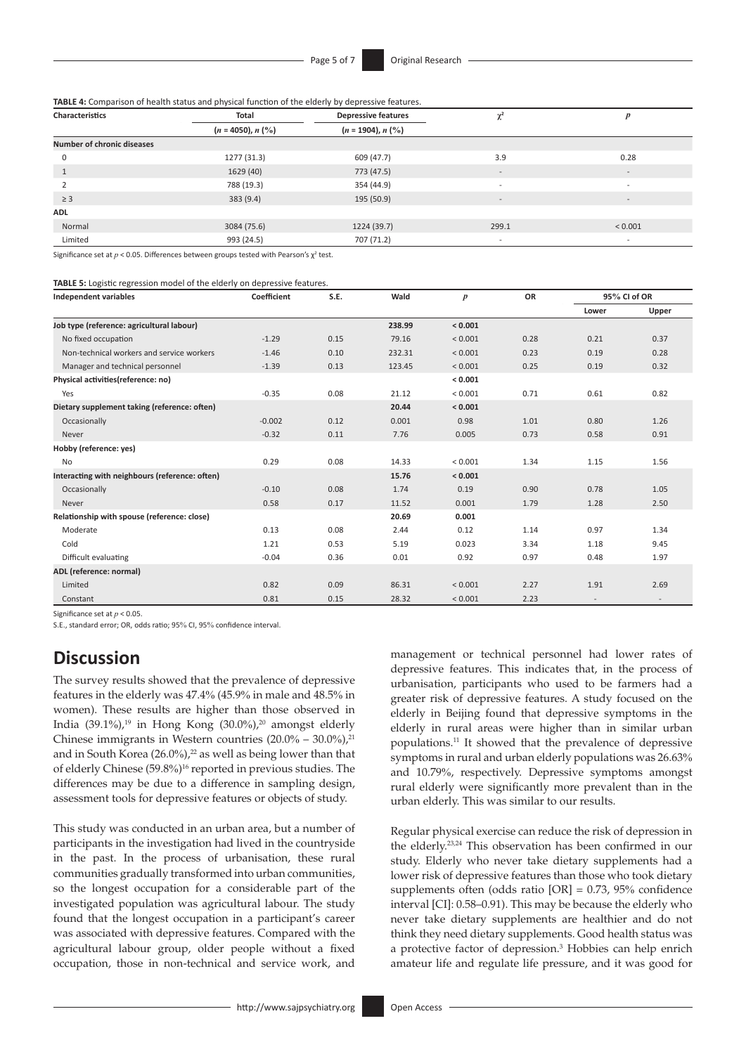**TABLE 4:** Comparison of health status and physical function of the elderly by depressive features.

| Characteristics | Total | Depressive features | $\chi^2$ | $p$ |
|---|---|---|---|---|
| | ($n$ = 4050), $n$ (%) | ($n$ = 1904), $n$ (%) | | |
| **Number of chronic diseases** | | | | |
| 0 | 1277 (31.3) | 609 (47.7) | 3.9 | 0.28 |
| 1 | 1629 (40) | 773 (47.5) | - | - |
| 2 | 788 (19.3) | 354 (44.9) | - | - |
| ≥ 3 | 383 (9.4) | 195 (50.9) | - | - |
| **ADL** | | | | |
| Normal | 3084 (75.6) | 1224 (39.7) | 299.1 | < 0.001 |
| Limited | 993 (24.5) | 707 (71.2) | - | - |

Significance set at $p < 0.05$. Differences between groups tested with Pearson's $\chi^2$ test.

**TABLE 5:** Logistic regression model of the elderly on depressive features.

| Independent variables | Coefficient | S.E. | Wald | $p$ | OR | 95% CI of OR | |
|---|---|---|---|---|---|---|---|
| | | | | | | Lower | Upper |
| **Job type (reference: agricultural labour)** | | | **238.99** | **< 0.001** | | | |
| No fixed occupation | -1.29 | 0.15 | 79.16 | < 0.001 | 0.28 | 0.21 | 0.37 |
| Non-technical workers and service workers | -1.46 | 0.10 | 232.31 | < 0.001 | 0.23 | 0.19 | 0.28 |
| Manager and technical personnel | -1.39 | 0.13 | 123.45 | < 0.001 | 0.25 | 0.19 | 0.32 |
| **Physical activities(reference: no)** | | | | **< 0.001** | | | |
| Yes | -0.35 | 0.08 | 21.12 | < 0.001 | 0.71 | 0.61 | 0.82 |
| **Dietary supplement taking (reference: often)** | | | **20.44** | **< 0.001** | | | |
| Occasionally | -0.002 | 0.12 | 0.001 | 0.98 | 1.01 | 0.80 | 1.26 |
| Never | -0.32 | 0.11 | 7.76 | 0.005 | 0.73 | 0.58 | 0.91 |
| **Hobby (reference: yes)** | | | | | | | |
| No | 0.29 | 0.08 | 14.33 | < 0.001 | 1.34 | 1.15 | 1.56 |
| **Interacting with neighbours (reference: often)** | | | **15.76** | **< 0.001** | | | |
| Occasionally | -0.10 | 0.08 | 1.74 | 0.19 | 0.90 | 0.78 | 1.05 |
| Never | 0.58 | 0.17 | 11.52 | 0.001 | 1.79 | 1.28 | 2.50 |
| **Relationship with spouse (reference: close)** | | | **20.69** | **0.001** | | | |
| Moderate | 0.13 | 0.08 | 2.44 | 0.12 | 1.14 | 0.97 | 1.34 |
| Cold | 1.21 | 0.53 | 5.19 | 0.023 | 3.34 | 1.18 | 9.45 |
| Difficult evaluating | -0.04 | 0.36 | 0.01 | 0.92 | 0.97 | 0.48 | 1.97 |
| **ADL (reference: normal)** | | | | | | | |
| Limited | 0.82 | 0.09 | 86.31 | < 0.001 | 2.27 | 1.91 | 2.69 |
| Constant | 0.81 | 0.15 | 28.32 | < 0.001 | 2.23 | - | - |

Significance set at $p < 0.05$.

S.E., standard error; OR, odds ratio; 95% CI, 95% confidence interval.

# Discussion

The survey results showed that the prevalence of depressive features in the elderly was 47.4% (45.9% in male and 48.5% in women). These results are higher than those observed in India (39.1%),[19] in Hong Kong (30.0%),[20] amongst elderly Chinese immigrants in Western countries (20.0% – 30.0%),[21] and in South Korea (26.0%),[22] as well as being lower than that of elderly Chinese (59.8%)[16] reported in previous studies. The differences may be due to a difference in sampling design, assessment tools for depressive features or objects of study.

This study was conducted in an urban area, but a number of participants in the investigation had lived in the countryside in the past. In the process of urbanisation, these rural communities gradually transformed into urban communities, so the longest occupation for a considerable part of the investigated population was agricultural labour. The study found that the longest occupation in a participant's career was associated with depressive features. Compared with the agricultural labour group, older people without a fixed occupation, those in non-technical and service work, and management or technical personnel had lower rates of depressive features. This indicates that, in the process of urbanisation, participants who used to be farmers had a greater risk of depressive features. A study focused on the elderly in Beijing found that depressive symptoms in the elderly in rural areas were higher than in similar urban populations.[11] It showed that the prevalence of depressive symptoms in rural and urban elderly populations was 26.63% and 10.79%, respectively. Depressive symptoms amongst rural elderly were significantly more prevalent than in the urban elderly. This was similar to our results.

Regular physical exercise can reduce the risk of depression in the elderly.[23,24] This observation has been confirmed in our study. Elderly who never take dietary supplements had a lower risk of depressive features than those who took dietary supplements often (odds ratio [OR] = 0.73, 95% confidence interval [CI]: 0.58–0.91). This may be because the elderly who never take dietary supplements are healthier and do not think they need dietary supplements. Good health status was a protective factor of depression.[3] Hobbies can help enrich amateur life and regulate life pressure, and it was good for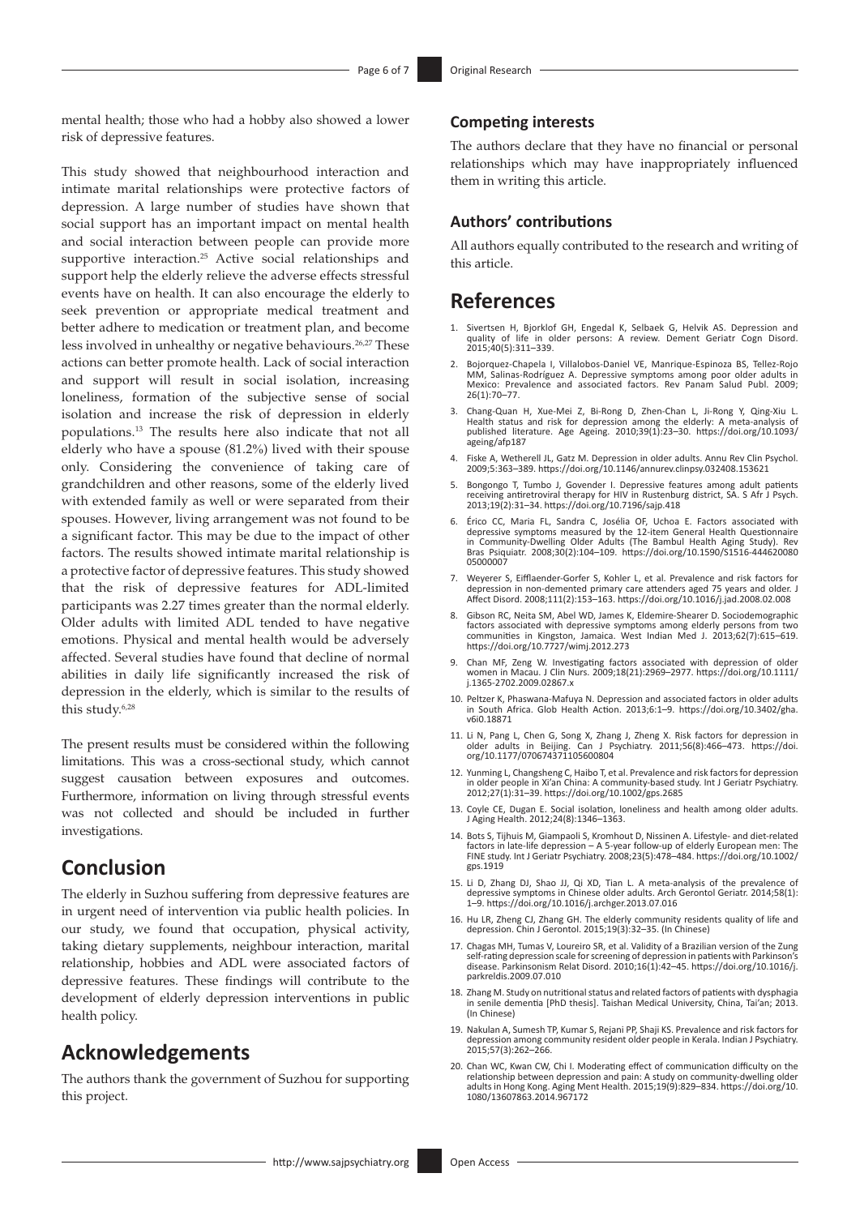mental health; those who had a hobby also showed a lower risk of depressive features.

This study showed that neighbourhood interaction and intimate marital relationships were protective factors of depression. A large number of studies have shown that social support has an important impact on mental health and social interaction between people can provide more supportive interaction.[25] Active social relationships and support help the elderly relieve the adverse effects stressful events have on health. It can also encourage the elderly to seek prevention or appropriate medical treatment and better adhere to medication or treatment plan, and become less involved in unhealthy or negative behaviours.[26,27] These actions can better promote health. Lack of social interaction and support will result in social isolation, increasing loneliness, formation of the subjective sense of social isolation and increase the risk of depression in elderly populations.[13] The results here also indicate that not all elderly who have a spouse (81.2%) lived with their spouse only. Considering the convenience of taking care of grandchildren and other reasons, some of the elderly lived with extended family as well or were separated from their spouses. However, living arrangement was not found to be a significant factor. This may be due to the impact of other factors. The results showed intimate marital relationship is a protective factor of depressive features. This study showed that the risk of depressive features for ADL-limited participants was 2.27 times greater than the normal elderly. Older adults with limited ADL tended to have negative emotions. Physical and mental health would be adversely affected. Several studies have found that decline of normal abilities in daily life significantly increased the risk of depression in the elderly, which is similar to the results of this study.[6,28]

The present results must be considered within the following limitations. This was a cross-sectional study, which cannot suggest causation between exposures and outcomes. Furthermore, information on living through stressful events was not collected and should be included in further investigations.

## Conclusion

The elderly in Suzhou suffering from depressive features are in urgent need of intervention via public health policies. In our study, we found that occupation, physical activity, taking dietary supplements, neighbour interaction, marital relationship, hobbies and ADL were associated factors of depressive features. These findings will contribute to the development of elderly depression interventions in public health policy.

## Acknowledgements

The authors thank the government of Suzhou for supporting this project.

### Competing interests

The authors declare that they have no financial or personal relationships which may have inappropriately influenced them in writing this article.

### Authors' contributions

All authors equally contributed to the research and writing of this article.

## References

1. Sivertsen H, Bjorklof GH, Engedal K, Selbaek G, Helvik AS. Depression and quality of life in older persons: A review. Dement Geriatr Cogn Disord. 2015;40(5):311–339.
2. Bojorquez-Chapela I, Villalobos-Daniel VE, Manrique-Espinoza BS, Tellez-Rojo MM, Salinas-Rodriguez A. Depressive symptoms among poor older adults in Mexico: Prevalence and associated factors. Rev Panam Salud Publ. 2009; 26(1):70–77.
3. Chang-Quan H, Xue-Mei Z, Bi-Rong D, Zhen-Chan L, Ji-Rong Y, Qing-Xiu L. Health status and risk for depression among the elderly: A meta-analysis of published literature. Age Ageing. 2010;39(1):23–30. https://doi.org/10.1093/ageing/afp187
4. Fiske A, Wetherell JL, Gatz M. Depression in older adults. Annu Rev Clin Psychol. 2009;5:363–389. https://doi.org/10.1146/annurev.clinpsy.032408.153621
5. Bongongo T, Tumbo J, Govender I. Depressive features among adult patients receiving antiretroviral therapy for HIV in Rustenburg district, SA. S Afr J Psych. 2013;19(2):31–34. https://doi.org/10.7196/sajp.418
6. Érico CC, Maria FL, Sandra C, Josélia OF, Uchoa E. Factors associated with depressive symptoms measured by the 12-item General Health Questionnaire in Community-Dwelling Older Adults (The Bambul Health Aging Study). Rev Bras Psiquiatr. 2008;30(2):104–109. https://doi.org/10.1590/S1516-44462008005000007
7. Weyerer S, Eifflaender-Gorfer S, Kohler L, et al. Prevalence and risk factors for depression in non-demented primary care attenders aged 75 years and older. J Affect Disord. 2008;111(2):153–163. https://doi.org/10.1016/j.jad.2008.02.008
8. Gibson RC, Neita SM, Abel WD, James K, Eldemire-Shearer D. Sociodemographic factors associated with depressive symptoms among elderly persons from two communities in Kingston, Jamaica. West Indian Med J. 2013;62(7):615–619. https://doi.org/10.7727/wimj.2012.273
9. Chan MF, Zeng W. Investigating factors associated with depression of older women in Macau. J Clin Nurs. 2009;18(21):2969–2977. https://doi.org/10.1111/j.1365-2702.2009.02867.x
10. Peltzer K, Phaswana-Mafuya N. Depression and associated factors in older adults in South Africa. Glob Health Action. 2013;6:1–9. https://doi.org/10.3402/gha.v6i0.18871
11. Li N, Pang L, Chen G, Song X, Zhang J, Zheng X. Risk factors for depression in older adults in Beijing. Can J Psychiatry. 2011;56(8):466–473. https://doi.org/10.1177/070674371105600804
12. Yunming L, Changsheng C, Haibo T, et al. Prevalence and risk factors for depression in older people in Xi'an China: A community-based study. Int J Geriatr Psychiatry. 2012;27(1):31–39. https://doi.org/10.1002/gps.2685
13. Coyle CE, Dugan E. Social isolation, loneliness and health among older adults. J Aging Health. 2012;24(8):1346–1363.
14. Bots S, Tijhuis M, Giampaoli S, Kromhout D, Nissinen A. Lifestyle- and diet-related factors in late-life depression – A 5-year follow-up of elderly European men: The FINE study. Int J Geriatr Psychiatry. 2008;23(5):478–484. https://doi.org/10.1002/gps.1919
15. Li D, Zhang DJ, Shao JJ, Qi XD, Tian L. A meta-analysis of the prevalence of depressive symptoms in Chinese older adults. Arch Gerontol Geriatr. 2014;58(1): 1–9. https://doi.org/10.1016/j.archger.2013.07.016
16. Hu LR, Zheng CJ, Zhang GH. The elderly community residents quality of life and depression. Chin J Gerontol. 2015;19(3):32–35. (In Chinese)
17. Chagas MH, Tumas V, Loureiro SR, et al. Validity of a Brazilian version of the Zung self-rating depression scale for screening of depression in patients with Parkinson's disease. Parkinsonism Relat Disord. 2010;16(1):42–45. https://doi.org/10.1016/j.parkreldis.2009.07.010
18. Zhang M. Study on nutritional status and related factors of patients with dysphagia in senile dementia [PhD thesis]. Taishan Medical University, China, Tai'an; 2013. (In Chinese)
19. Nakulan A, Sumesh TP, Kumar S, Rejani PP, Shaji KS. Prevalence and risk factors for depression among community resident older people in Kerala. Indian J Psychiatry. 2015;57(3):262–266.
20. Chan WC, Kwan CW, Chi I. Moderating effect of communication difficulty on the relationship between depression and pain: A study on community-dwelling older adults in Hong Kong. Aging Ment Health. 2015;19(9):829–834. https://doi.org/10.1080/13607863.2014.967172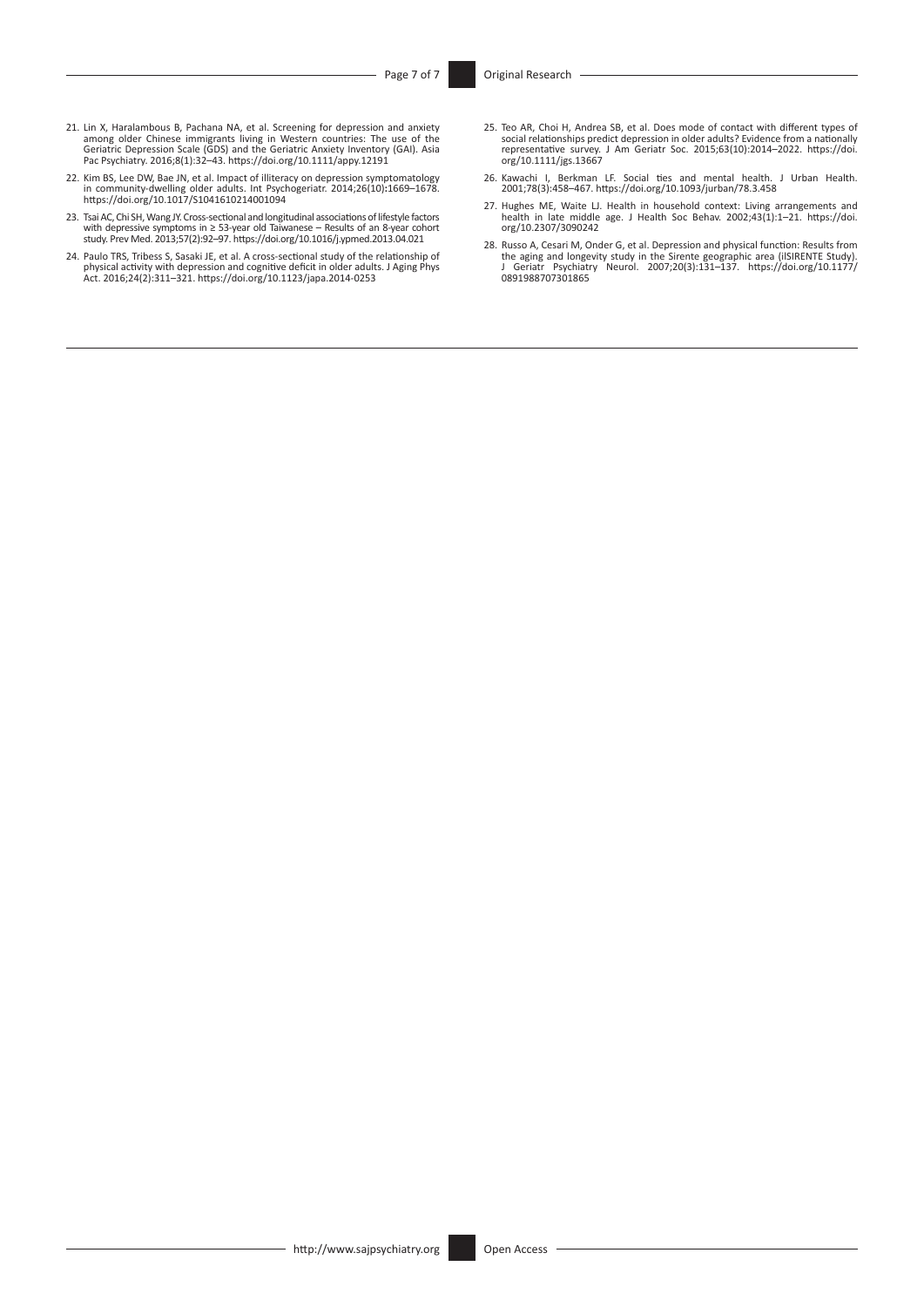21. Lin X, Haralambous B, Pachana NA, et al. Screening for depression and anxiety among older Chinese immigrants living in Western countries: The use of the Geriatric Depression Scale (GDS) and the Geriatric Anxiety Inventory (GAI). Asia Pac Psychiatry. 2016;8(1):32–43. https://doi.org/10.1111/appy.12191

22. Kim BS, Lee DW, Bae JN, et al. Impact of illiteracy on depression symptomatology in community-dwelling older adults. Int Psychogeriatr. 2014;26(10):1669–1678. https://doi.org/10.1017/S1041610214001094

23. Tsai AC, Chi SH, Wang JY. Cross-sectional and longitudinal associations of lifestyle factors with depressive symptoms in ≥ 53-year old Taiwanese – Results of an 8-year cohort study. Prev Med. 2013;57(2):92–97. https://doi.org/10.1016/j.ypmed.2013.04.021

24. Paulo TRS, Tribess S, Sasaki JE, et al. A cross-sectional study of the relationship of physical activity with depression and cognitive deficit in older adults. J Aging Phys Act. 2016;24(2):311–321. https://doi.org/10.1123/japa.2014-0253

25. Teo AR, Choi H, Andrea SB, et al. Does mode of contact with different types of social relationships predict depression in older adults? Evidence from a nationally representative survey. J Am Geriatr Soc. 2015;63(10):2014–2022. https://doi.org/10.1111/jgs.13667

26. Kawachi I, Berkman LF. Social ties and mental health. J Urban Health. 2001;78(3):458–467. https://doi.org/10.1093/jurban/78.3.458

27. Hughes ME, Waite LJ. Health in household context: Living arrangements and health in late middle age. J Health Soc Behav. 2002;43(1):1–21. https://doi.org/10.2307/3090242

28. Russo A, Cesari M, Onder G, et al. Depression and physical function: Results from the aging and longevity study in the Sirente geographic area (ilSIRENTE Study). J Geriatr Psychiatry Neurol. 2007;20(3):131–137. https://doi.org/10.1177/0891988707301865